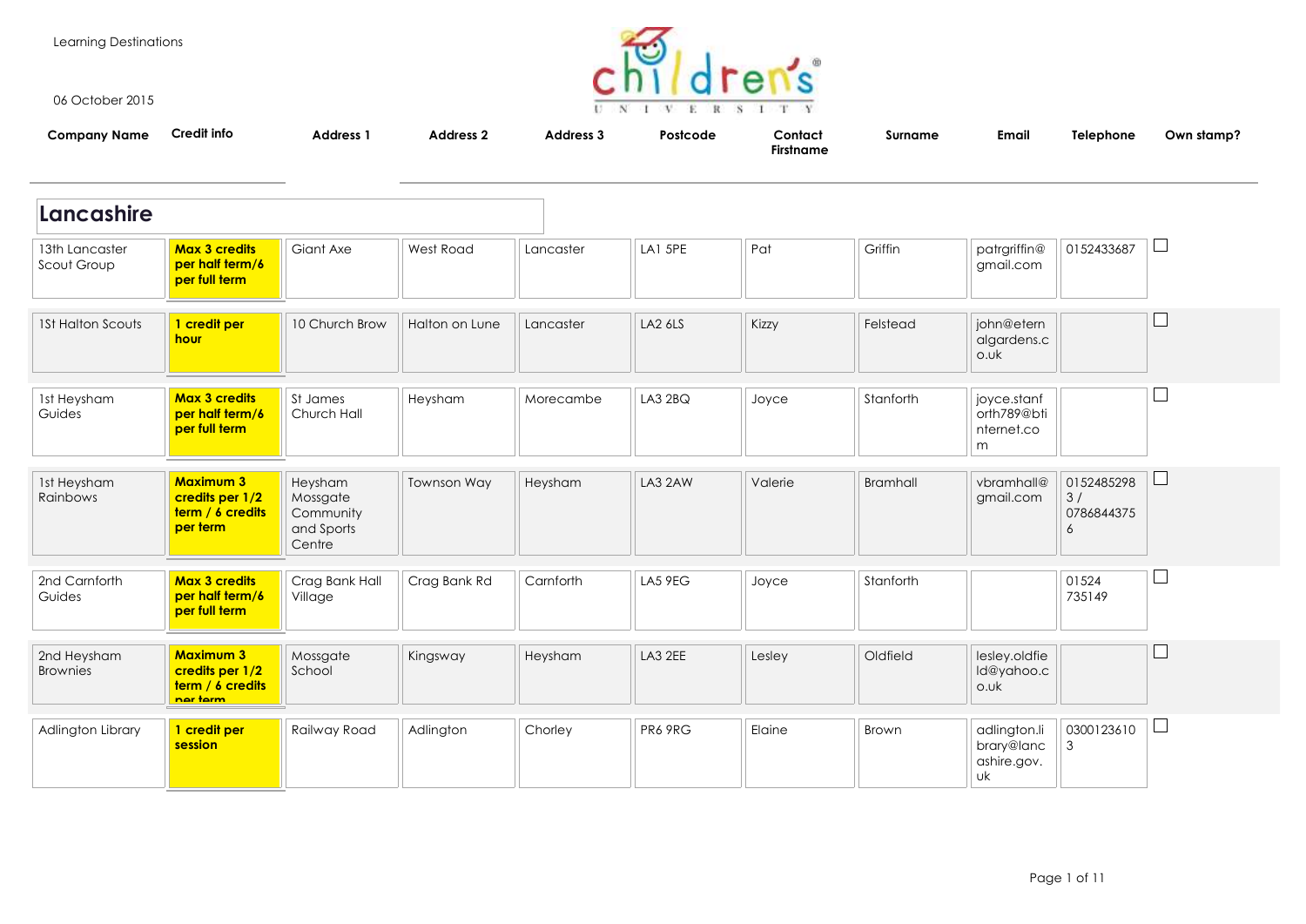Learning Destinations

06 October 2015

## Lancashire

| Company Name | Credit info | Address 1 | Address 2 | Address 3 | Postcode | Contact Firstname | Surname | Email | Telephone | Own stamp? |
|---|---|---|---|---|---|---|---|---|---|---|
| 13th Lancaster Scout Group | **Max 3 credits per half term/6 per full term** | Giant Axe | West Road | Lancaster | LA1 5PE | Pat | Griffin | patrgriffin@gmail.com | 0152433687 | ☐ |
| 1St Halton Scouts | **1 credit per hour** | 10 Church Brow | Halton on Lune | Lancaster | LA2 6LS | Kizzy | Felstead | john@eternalgardens.co.uk | | ☐ |
| 1st Heysham Guides | **Max 3 credits per half term/6 per full term** | St James Church Hall | Heysham | Morecambe | LA3 2BQ | Joyce | Stanforth | joyce.stanforth789@btinternet.com | | ☐ |
| 1st Heysham Rainbows | **Maximum 3 credits per 1/2 term / 6 credits per term** | Heysham Mossgate Community and Sports Centre | Townson Way | Heysham | LA3 2AW | Valerie | Bramhall | vbramhall@gmail.com | 01524852983 / 07868443756 | ☐ |
| 2nd Carnforth Guides | **Max 3 credits per half term/6 per full term** | Crag Bank Hall Village | Crag Bank Rd | Carnforth | LA5 9EG | Joyce | Stanforth | | 01524 735149 | ☐ |
| 2nd Heysham Brownies | **Maximum 3 credits per 1/2 term / 6 credits per term** | Mossgate School | Kingsway | Heysham | LA3 2EE | Lesley | Oldfield | lesley.oldfield@yahoo.co.uk | | ☐ |
| Adlington Library | **1 credit per session** | Railway Road | Adlington | Chorley | PR6 9RG | Elaine | Brown | adlington.library@lancashire.gov.uk | 03001236103 | ☐ |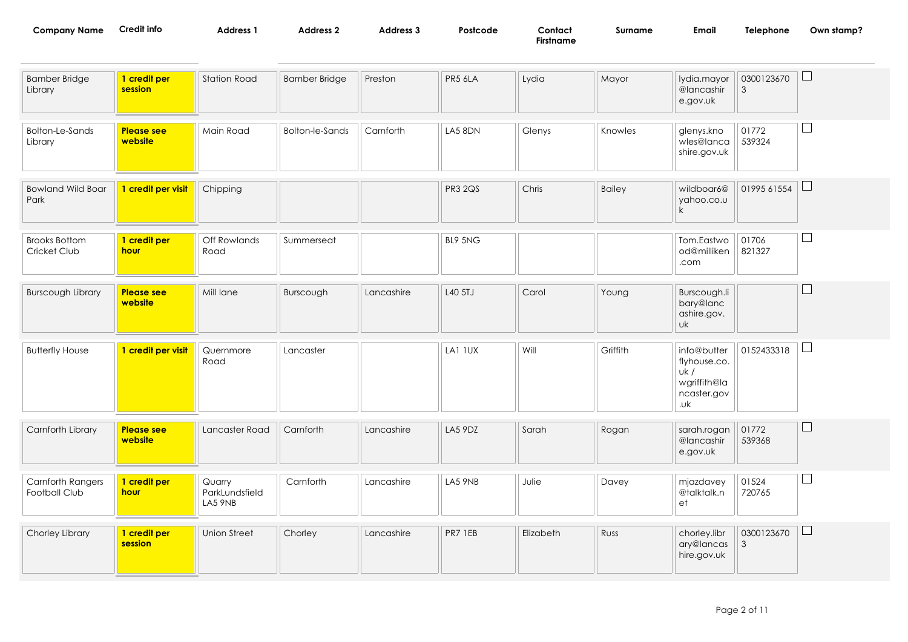| Company Name | Credit info | Address 1 | Address 2 | Address 3 | Postcode | Contact Firstname | Surname | Email | Telephone | Own stamp? |
|---|---|---|---|---|---|---|---|---|---|---|
| Bamber Bridge Library | **1 credit per session** | Station Road | Bamber Bridge | Preston | PR5 6LA | Lydia | Mayor | lydia.mayor@lancashire.gov.uk | 03001236703 | ☐ |
| Bolton-Le-Sands Library | **Please see website** | Main Road | Bolton-le-Sands | Carnforth | LA5 8DN | Glenys | Knowles | glenys.knowles@lancashire.gov.uk | 01772 539324 | ☐ |
| Bowland Wild Boar Park | **1 credit per visit** | Chipping | | | PR3 2QS | Chris | Bailey | wildboar6@yahoo.co.uk | 01995 61554 | ☐ |
| Brooks Bottom Cricket Club | **1 credit per hour** | Off Rowlands Road | Summerseat | | BL9 5NG | | | Tom.Eastwood@milliken.com | 01706 821327 | ☐ |
| Burscough Library | **Please see website** | Mill lane | Burscough | Lancashire | L40 5TJ | Carol | Young | Burscough.libary@lancashire.gov.uk | | ☐ |
| Butterfly House | **1 credit per visit** | Quernmore Road | Lancaster | | LA1 1UX | Will | Griffith | info@butterflyhouse.co.uk / wgriffith@lancaster.gov.uk | 0152433318 | ☐ |
| Carnforth Library | **Please see website** | Lancaster Road | Carnforth | Lancashire | LA5 9DZ | Sarah | Rogan | sarah.rogan@lancashire.gov.uk | 01772 539368 | ☐ |
| Carnforth Rangers Football Club | **1 credit per hour** | Quarry ParkLundsfield LA5 9NB | Carnforth | Lancashire | LA5 9NB | Julie | Davey | mjazdavey@talktalk.net | 01524 720765 | ☐ |
| Chorley Library | **1 credit per session** | Union Street | Chorley | Lancashire | PR7 1EB | Elizabeth | Russ | chorley.library@lancashire.gov.uk | 03001236703 | ☐ |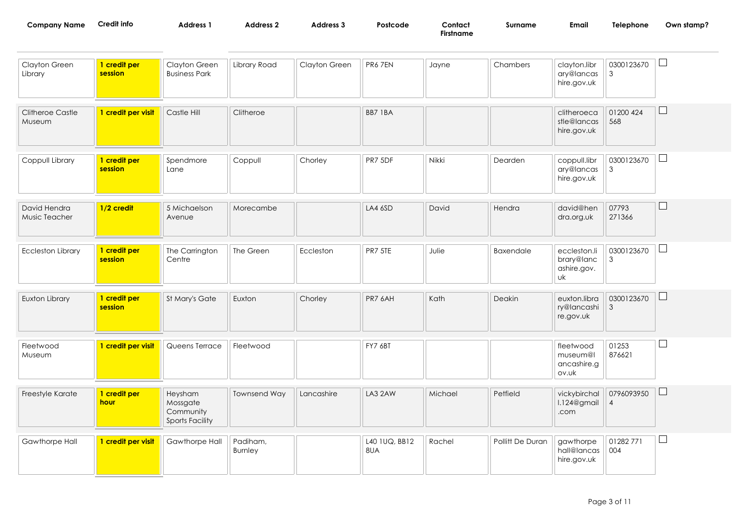| Company Name | Credit info | Address 1 | Address 2 | Address 3 | Postcode | Contact Firstname | Surname | Email | Telephone | Own stamp? |
|---|---|---|---|---|---|---|---|---|---|---|
| Clayton Green Library | **1 credit per session** | Clayton Green Business Park | Library Road | Clayton Green | PR6 7EN | Jayne | Chambers | clayton.library@lancashire.gov.uk | 03001236703 | ☐ |
| Clitheroe Castle Museum | **1 credit per visit** | Castle Hill | Clitheroe | | BB7 1BA | | | clitheroecastle@lancashire.gov.uk | 01200 424 568 | ☐ |
| Coppull Library | **1 credit per session** | Spendmore Lane | Coppull | Chorley | PR7 5DF | Nikki | Dearden | coppull.library@lancashire.gov.uk | 03001236703 | ☐ |
| David Hendra Music Teacher | **1/2 credit** | 5 Michaelson Avenue | Morecambe | | LA4 6SD | David | Hendra | david@hendra.org.uk | 07793 271366 | ☐ |
| Eccleston Library | **1 credit per session** | The Carrington Centre | The Green | Eccleston | PR7 5TE | Julie | Baxendale | eccleston.library@lancashire.gov.uk | 03001236703 | ☐ |
| Euxton Library | **1 credit per session** | St Mary's Gate | Euxton | Chorley | PR7 6AH | Kath | Deakin | euxton.library@lancashire.gov.uk | 03001236703 | ☐ |
| Fleetwood Museum | **1 credit per visit** | Queens Terrace | Fleetwood | | FY7 6BT | | | fleetwoodmuseum@lancashire.gov.uk | 01253 876621 | ☐ |
| Freestyle Karate | **1 credit per hour** | Heysham Mossgate Community Sports Facility | Townsend Way | Lancashire | LA3 2AW | Michael | Petfield | vickybirchall.124@gmail.com | 07960939504 | ☐ |
| Gawthorpe Hall | **1 credit per visit** | Gawthorpe Hall | Padiham, Burnley | | L40 1UQ, BB12 8UA | Rachel | Pollitt De Duran | gawthorpehall@lancashire.gov.uk | 01282 771 004 | ☐ |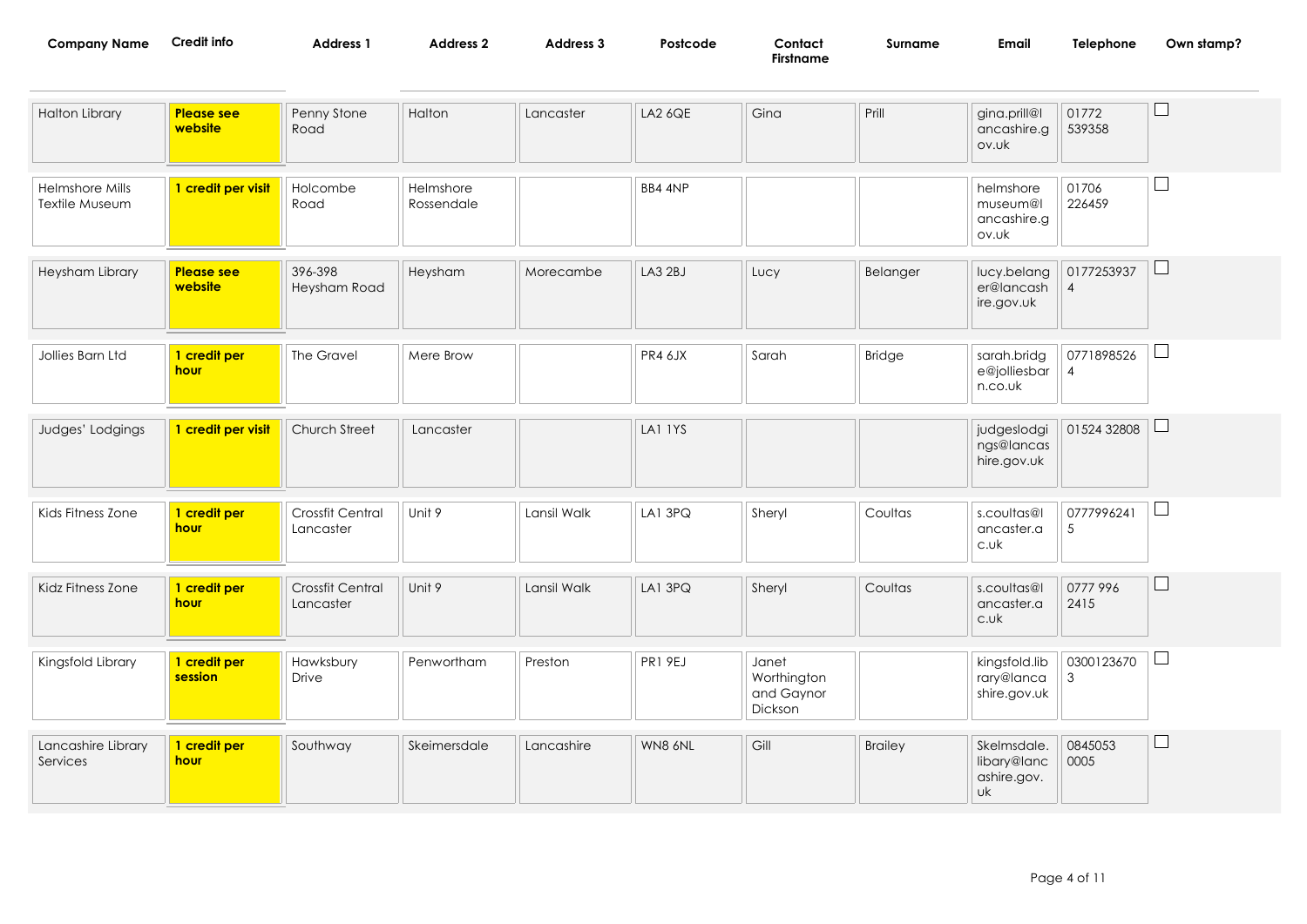| Company Name | Credit info | Address 1 | Address 2 | Address 3 | Postcode | Contact Firstname | Surname | Email | Telephone | Own stamp? |
|---|---|---|---|---|---|---|---|---|---|---|
| Halton Library | **Please see website** | Penny Stone Road | Halton | Lancaster | LA2 6QE | Gina | Prill | gina.prill@lancashire.gov.uk | 01772 539358 | ☐ |
| Helmshore Mills Textile Museum | **1 credit per visit** | Holcombe Road | Helmshore Rossendale | | BB4 4NP | | | helmshore museum@lancashire.gov.uk | 01706 226459 | ☐ |
| Heysham Library | **Please see website** | 396-398 Heysham Road | Heysham | Morecambe | LA3 2BJ | Lucy | Belanger | lucy.belanger@lancashire.gov.uk | 01772539374 | ☐ |
| Jollies Barn Ltd | **1 credit per hour** | The Gravel | Mere Brow | | PR4 6JX | Sarah | Bridge | sarah.bridge@jolliesbarn.co.uk | 07718985264 | ☐ |
| Judges' Lodgings | **1 credit per visit** | Church Street | Lancaster | | LA1 1YS | | | judgeslodgings@lancashire.gov.uk | 01524 32808 | ☐ |
| Kids Fitness Zone | **1 credit per hour** | Crossfit Central Lancaster | Unit 9 | Lansil Walk | LA1 3PQ | Sheryl | Coultas | s.coultas@lancaster.ac.uk | 07779962415 | ☐ |
| Kidz Fitness Zone | **1 credit per hour** | Crossfit Central Lancaster | Unit 9 | Lansil Walk | LA1 3PQ | Sheryl | Coultas | s.coultas@lancaster.ac.uk | 0777 996 2415 | ☐ |
| Kingsfold Library | **1 credit per session** | Hawksbury Drive | Penwortham | Preston | PR1 9EJ | Janet Worthington and Gaynor Dickson | | kingsfold.library@lancashire.gov.uk | 03001236703 | ☐ |
| Lancashire Library Services | **1 credit per hour** | Southway | Skeimersdale | Lancashire | WN8 6NL | Gill | Brailey | Skelmsdale.libary@lancashire.gov.uk | 0845053 0005 | ☐ |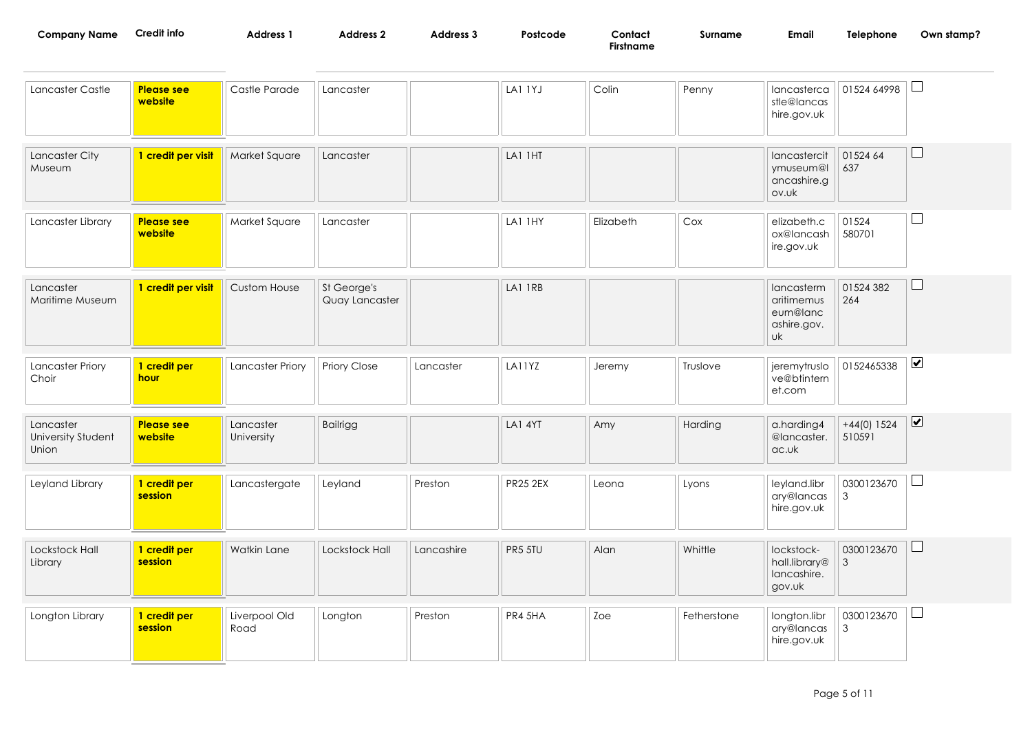| Company Name | Credit info | Address 1 | Address 2 | Address 3 | Postcode | Contact Firstname | Surname | Email | Telephone | Own stamp? |
|---|---|---|---|---|---|---|---|---|---|---|
| Lancaster Castle | **Please see website** | Castle Parade | Lancaster | | LA1 1YJ | Colin | Penny | lancastercastle@lancashire.gov.uk | 01524 64998 | ☐ |
| Lancaster City Museum | **1 credit per visit** | Market Square | Lancaster | | LA1 1HT | | | lancastercitymuseum@lancashire.gov.uk | 01524 64 637 | ☐ |
| Lancaster Library | **Please see website** | Market Square | Lancaster | | LA1 1HY | Elizabeth | Cox | elizabeth.cox@lancashire.gov.uk | 01524 580701 | ☐ |
| Lancaster Maritime Museum | **1 credit per visit** | Custom House | St George's Quay Lancaster | | LA1 1RB | | | lancastermaritimemuseum@lancashire.gov.uk | 01524 382 264 | ☐ |
| Lancaster Priory Choir | **1 credit per hour** | Lancaster Priory | Priory Close | Lancaster | LA11YZ | Jeremy | Truslove | jeremytruslove@btinternet.com | 0152465338 | ☑ |
| Lancaster University Student Union | **Please see website** | Lancaster University | Bailrigg | | LA1 4YT | Amy | Harding | a.harding4@lancaster.ac.uk | +44(0) 1524 510591 | ☑ |
| Leyland Library | **1 credit per session** | Lancastergate | Leyland | Preston | PR25 2EX | Leona | Lyons | leyland.library@lancashire.gov.uk | 03001236703 | ☐ |
| Lockstock Hall Library | **1 credit per session** | Watkin Lane | Lockstock Hall | Lancashire | PR5 5TU | Alan | Whittle | lockstock-hall.library@lancashire.gov.uk | 03001236703 | ☐ |
| Longton Library | **1 credit per session** | Liverpool Old Road | Longton | Preston | PR4 5HA | Zoe | Fetherstone | longton.library@lancashire.gov.uk | 03001236703 | ☐ |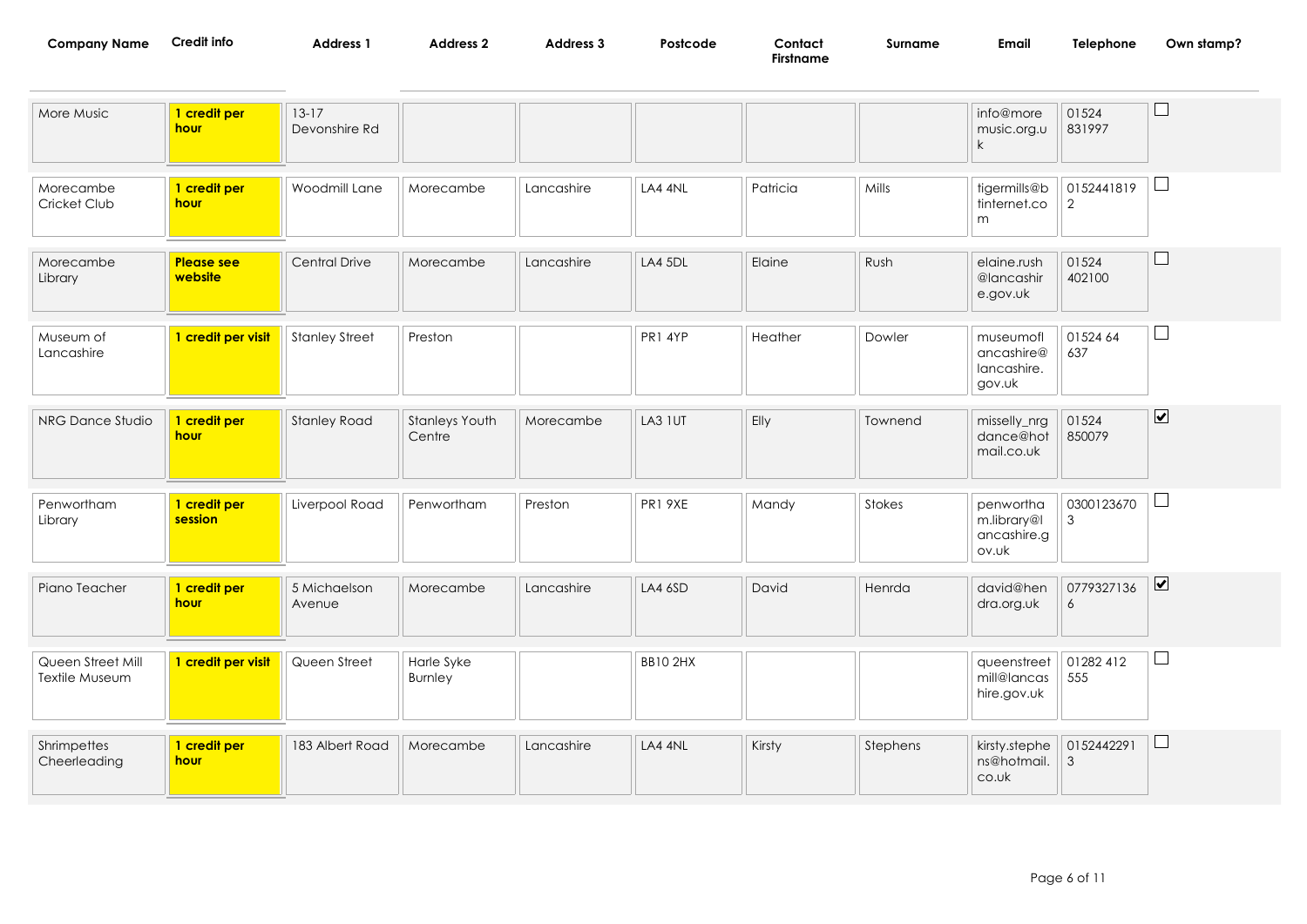| Company Name | Credit info | Address 1 | Address 2 | Address 3 | Postcode | Contact Firstname | Surname | Email | Telephone | Own stamp? |
|---|---|---|---|---|---|---|---|---|---|---|
| More Music | **1 credit per hour** | 13-17 Devonshire Rd | | | | | | info@moremusic.org.uk | 01524 831997 | ☐ |
| Morecambe Cricket Club | **1 credit per hour** | Woodmill Lane | Morecambe | Lancashire | LA4 4NL | Patricia | Mills | tigermills@btinternet.com | 01524418192 | ☐ |
| Morecambe Library | **Please see website** | Central Drive | Morecambe | Lancashire | LA4 5DL | Elaine | Rush | elaine.rush@lancashire.gov.uk | 01524 402100 | ☐ |
| Museum of Lancashire | **1 credit per visit** | Stanley Street | Preston | | PR1 4YP | Heather | Dowler | museumoflancashire@lancashire.gov.uk | 01524 64 637 | ☐ |
| NRG Dance Studio | **1 credit per hour** | Stanley Road | Stanleys Youth Centre | Morecambe | LA3 1UT | Elly | Townend | misselly_nrgdance@hotmail.co.uk | 01524 850079 | ☑ |
| Penwortham Library | **1 credit per session** | Liverpool Road | Penwortham | Preston | PR1 9XE | Mandy | Stokes | penwortham.library@lancashire.gov.uk | 03001236703 | ☐ |
| Piano Teacher | **1 credit per hour** | 5 Michaelson Avenue | Morecambe | Lancashire | LA4 6SD | David | Henrda | david@hendra.org.uk | 07793271366 | ☑ |
| Queen Street Mill Textile Museum | **1 credit per visit** | Queen Street | Harle Syke Burnley | | BB10 2HX | | | queenstreetmill@lancashire.gov.uk | 01282 412 555 | ☐ |
| Shrimpettes Cheerleading | **1 credit per hour** | 183 Albert Road | Morecambe | Lancashire | LA4 4NL | Kirsty | Stephens | kirsty.stephens@hotmail.co.uk | 01524422913 | ☐ |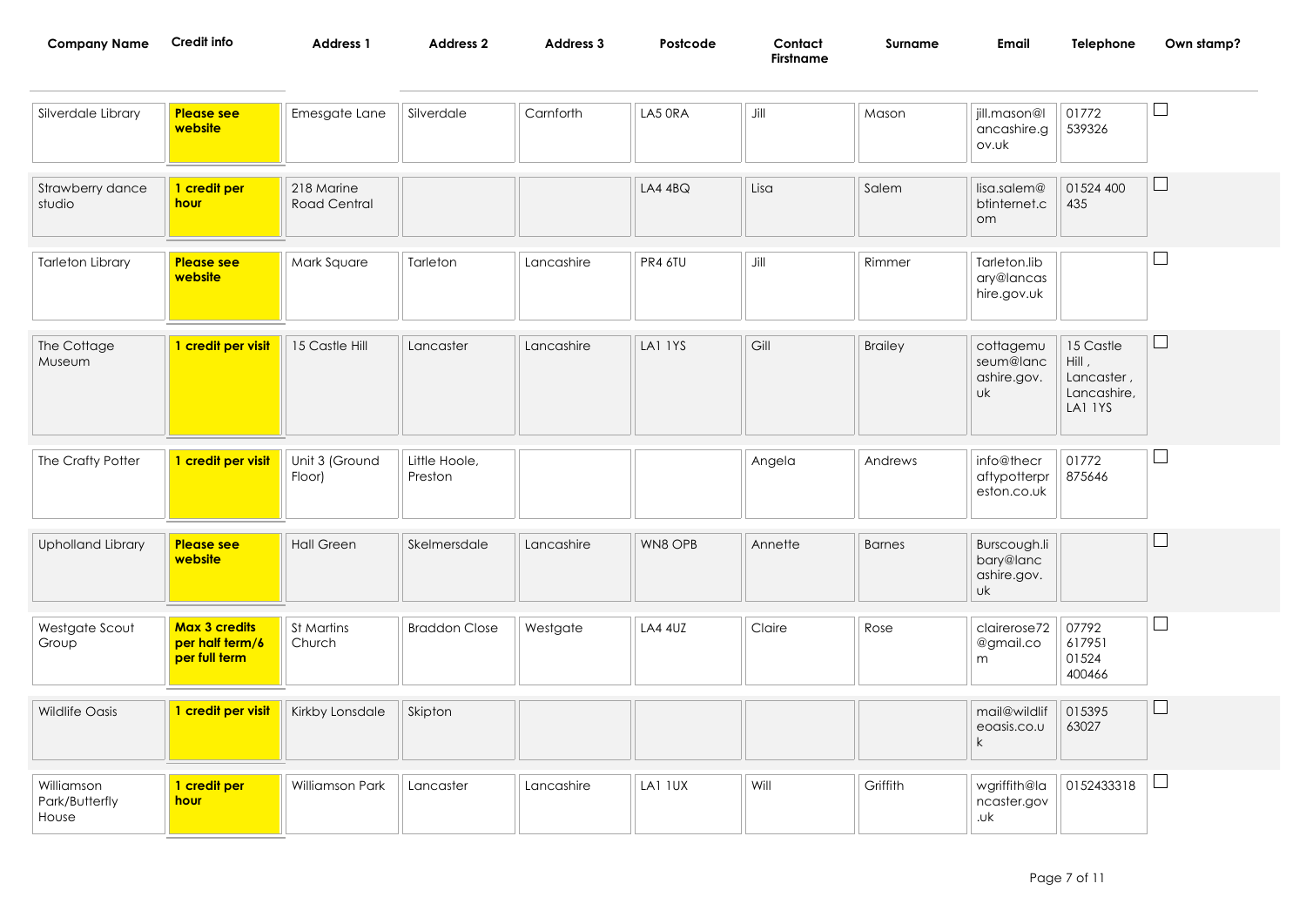| Company Name | Credit info | Address 1 | Address 2 | Address 3 | Postcode | Contact Firstname | Surname | Email | Telephone | Own stamp? |
| --- | --- | --- | --- | --- | --- | --- | --- | --- | --- | --- |
| Silverdale Library | **Please see website** | Emesgate Lane | Silverdale | Carnforth | LA5 0RA | Jill | Mason | jill.mason@lancashire.gov.uk | 01772 539326 | ☐ |
| Strawberry dance studio | **1 credit per hour** | 218 Marine Road Central | | | LA4 4BQ | Lisa | Salem | lisa.salem@btinternet.com | 01524 400 435 | ☐ |
| Tarleton Library | **Please see website** | Mark Square | Tarleton | Lancashire | PR4 6TU | Jill | Rimmer | Tarleton.library@lancashire.gov.uk | | ☐ |
| The Cottage Museum | **1 credit per visit** | 15 Castle Hill | Lancaster | Lancashire | LA1 1YS | Gill | Brailey | cottagemuseum@lancashire.gov.uk | 15 Castle Hill , Lancaster , Lancashire, LA1 1YS | ☐ |
| The Crafty Potter | **1 credit per visit** | Unit 3 (Ground Floor) | Little Hoole, Preston | | | Angela | Andrews | info@thecraftypotterpreston.co.uk | 01772 875646 | ☐ |
| Upholland Library | **Please see website** | Hall Green | Skelmersdale | Lancashire | WN8 OPB | Annette | Barnes | Burscough.libary@lancashire.gov.uk | | ☐ |
| Westgate Scout Group | **Max 3 credits per half term/6 per full term** | St Martins Church | Braddon Close | Westgate | LA4 4UZ | Claire | Rose | clairerose72@gmail.com | 07792 617951 01524 400466 | ☐ |
| Wildlife Oasis | **1 credit per visit** | Kirkby Lonsdale | Skipton | | | | | mail@wildlifeoasis.co.uk | 015395 63027 | ☐ |
| Williamson Park/Butterfly House | **1 credit per hour** | Williamson Park | Lancaster | Lancashire | LA1 1UX | Will | Griffith | wgriffith@lancaster.gov.uk | 0152433318 | ☐ |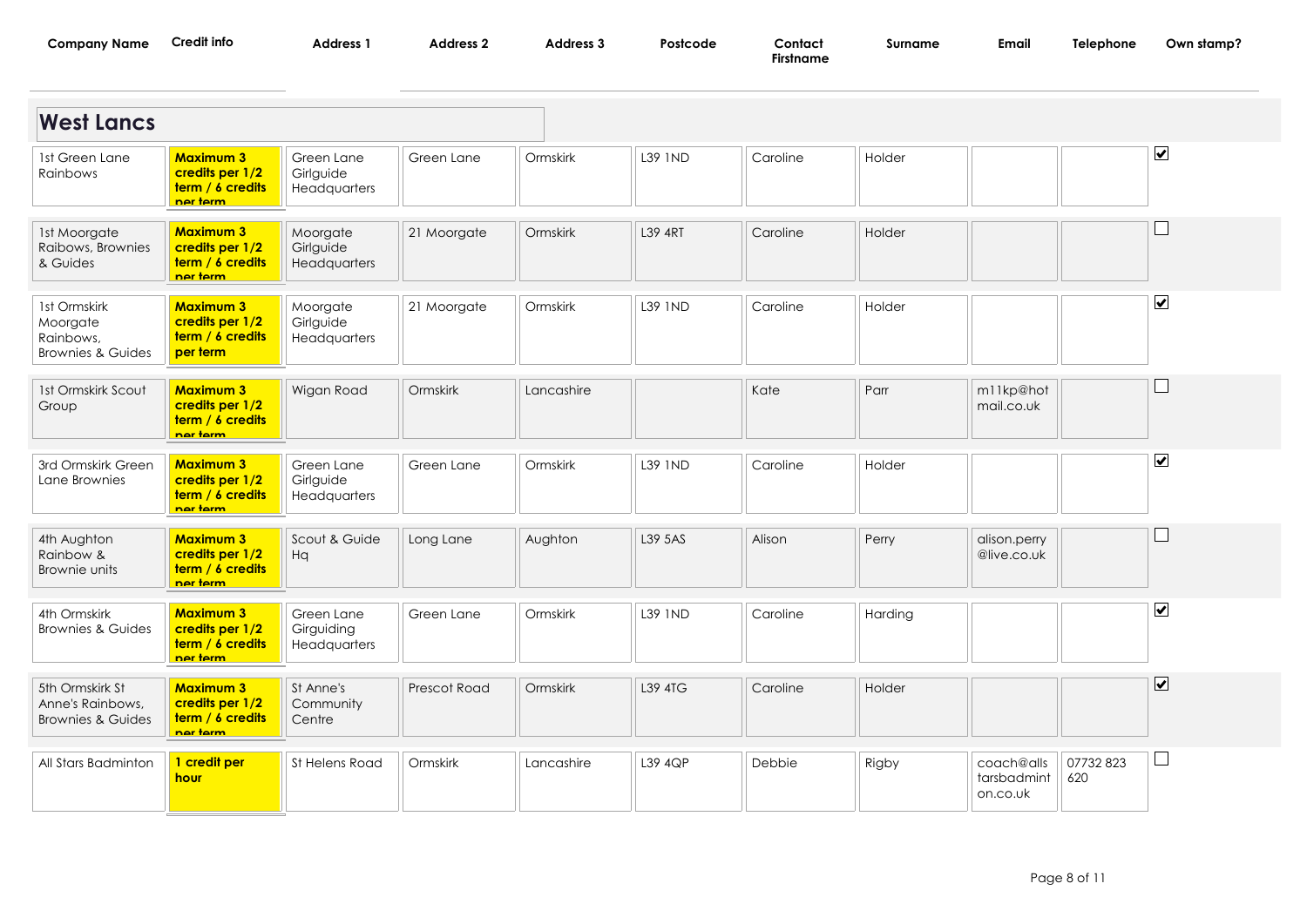| Company Name | Credit info | Address 1 | Address 2 | Address 3 | Postcode | Contact Firstname | Surname | Email | Telephone | Own stamp? |
|---|---|---|---|---|---|---|---|---|---|---|
| **West Lancs** | | | | | | | | | | |
| 1st Green Lane Rainbows | **Maximum 3 credits per 1/2 term / 6 credits per term** | Green Lane Girlguide Headquarters | Green Lane | Ormskirk | L39 1ND | Caroline | Holder | | | ☑ |
| 1st Moorgate Raibows, Brownies & Guides | **Maximum 3 credits per 1/2 term / 6 credits per term** | Moorgate Girlguide Headquarters | 21 Moorgate | Ormskirk | L39 4RT | Caroline | Holder | | | ☐ |
| 1st Ormskirk Moorgate Rainbows, Brownies & Guides | **Maximum 3 credits per 1/2 term / 6 credits per term** | Moorgate Girlguide Headquarters | 21 Moorgate | Ormskirk | L39 1ND | Caroline | Holder | | | ☑ |
| 1st Ormskirk Scout Group | **Maximum 3 credits per 1/2 term / 6 credits per term** | Wigan Road | Ormskirk | Lancashire | | Kate | Parr | m11kp@hotmail.co.uk | | ☐ |
| 3rd Ormskirk Green Lane Brownies | **Maximum 3 credits per 1/2 term / 6 credits per term** | Green Lane Girlguide Headquarters | Green Lane | Ormskirk | L39 1ND | Caroline | Holder | | | ☑ |
| 4th Aughton Rainbow & Brownie units | **Maximum 3 credits per 1/2 term / 6 credits per term** | Scout & Guide Hq | Long Lane | Aughton | L39 5AS | Alison | Perry | alison.perry@live.co.uk | | ☐ |
| 4th Ormskirk Brownies & Guides | **Maximum 3 credits per 1/2 term / 6 credits per term** | Green Lane Girguiding Headquarters | Green Lane | Ormskirk | L39 1ND | Caroline | Harding | | | ☑ |
| 5th Ormskirk St Anne's Rainbows, Brownies & Guides | **Maximum 3 credits per 1/2 term / 6 credits per term** | St Anne's Community Centre | Prescot Road | Ormskirk | L39 4TG | Caroline | Holder | | | ☑ |
| All Stars Badminton | **1 credit per hour** | St Helens Road | Ormskirk | Lancashire | L39 4QP | Debbie | Rigby | coach@allstarsbadminton.co.uk | 07732 823 620 | ☐ |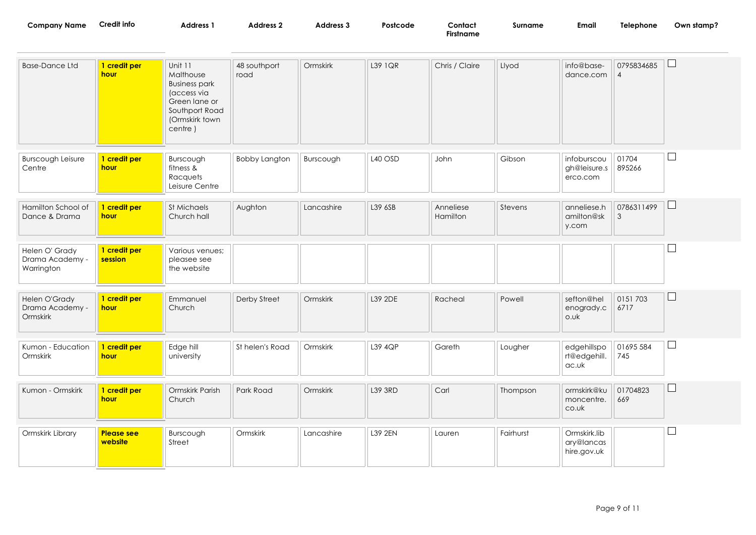| Company Name | Credit info | Address 1 | Address 2 | Address 3 | Postcode | Contact Firstname | Surname | Email | Telephone | Own stamp? |
|---|---|---|---|---|---|---|---|---|---|---|
| Base-Dance Ltd | **1 credit per hour** | Unit 11 Malthouse Business park (access via Green lane or Southport Road (Ormskirk town centre ) | 48 southport road | Ormskirk | L39 1QR | Chris / Claire | Llyod | info@base-dance.com | 07958346854 | ☐ |
| Burscough Leisure Centre | **1 credit per hour** | Burscough fitness & Racquets Leisure Centre | Bobby Langton | Burscough | L40 OSD | John | Gibson | infoburscough@leisure.serco.com | 01704 895266 | ☐ |
| Hamilton School of Dance & Drama | **1 credit per hour** | St Michaels Church hall | Aughton | Lancashire | L39 6SB | Anneliese Hamilton | Stevens | anneliese.hamilton@sky.com | 07863114993 | ☐ |
| Helen O' Grady Drama Academy - Warrington | **1 credit per session** | Various venues; pleasee see the website | | | | | | | | ☐ |
| Helen O'Grady Drama Academy - Ormskirk | **1 credit per hour** | Emmanuel Church | Derby Street | Ormskirk | L39 2DE | Racheal | Powell | sefton@helenogrady.co.uk | 0151 703 6717 | ☐ |
| Kumon - Education Ormskirk | **1 credit per hour** | Edge hill university | St helen's Road | Ormskirk | L39 4QP | Gareth | Lougher | edgehillsport@edgehill.ac.uk | 01695 584 745 | ☐ |
| Kumon - Ormskirk | **1 credit per hour** | Ormskirk Parish Church | Park Road | Ormskirk | L39 3RD | Carl | Thompson | ormskirk@kumoncentre.co.uk | 01704823 669 | ☐ |
| Ormskirk Library | **Please see website** | Burscough Street | Ormskirk | Lancashire | L39 2EN | Lauren | Fairhurst | Ormskirk.library@lancashire.gov.uk | | ☐ |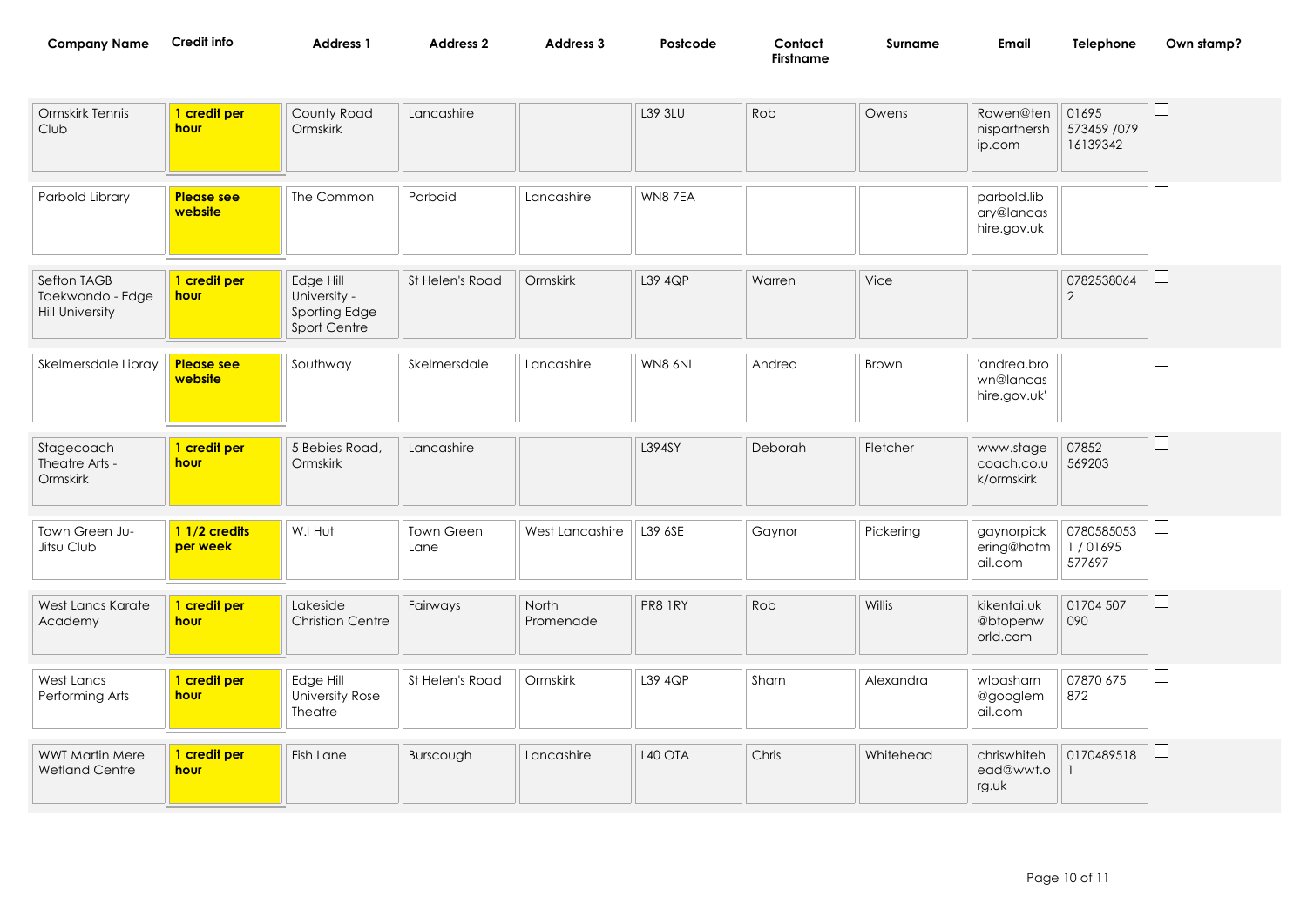| Company Name | Credit info | Address 1 | Address 2 | Address 3 | Postcode | Contact Firstname | Surname | Email | Telephone | Own stamp? |
|---|---|---|---|---|---|---|---|---|---|---|
| Ormskirk Tennis Club | **1 credit per hour** | County Road Ormskirk | Lancashire | | L39 3LU | Rob | Owens | Rowen@tennispartnership.com | 01695 573459 /07916139342 | ☐ |
| Parbold Library | **Please see website** | The Common | Parboid | Lancashire | WN8 7EA | | | parbold.library@lancashire.gov.uk | | ☐ |
| Sefton TAGB Taekwondo - Edge Hill University | **1 credit per hour** | Edge Hill University - Sporting Edge Sport Centre | St Helen's Road | Ormskirk | L39 4QP | Warren | Vice | | 07825380642 | ☐ |
| Skelmersdale Libray | **Please see website** | Southway | Skelmersdale | Lancashire | WN8 6NL | Andrea | Brown | 'andrea.brown@lancashire.gov.uk' | | ☐ |
| Stagecoach Theatre Arts - Ormskirk | **1 credit per hour** | 5 Bebies Road, Ormskirk | Lancashire | | L394SY | Deborah | Fletcher | www.stagecoach.co.uk/ormskirk | 07852 569203 | ☐ |
| Town Green Ju-Jitsu Club | **1 1/2 credits per week** | W.I Hut | Town Green Lane | West Lancashire | L39 6SE | Gaynor | Pickering | gaynorpickering@hotmail.com | 07805850531 / 01695 577697 | ☐ |
| West Lancs Karate Academy | **1 credit per hour** | Lakeside Christian Centre | Fairways | North Promenade | PR8 1RY | Rob | Willis | kikentai.uk@btopenworld.com | 01704 507 090 | ☐ |
| West Lancs Performing Arts | **1 credit per hour** | Edge Hill University Rose Theatre | St Helen's Road | Ormskirk | L39 4QP | Sharn | Alexandra | wlpasharn@googlemail.com | 07870 675 872 | ☐ |
| WWT Martin Mere Wetland Centre | **1 credit per hour** | Fish Lane | Burscough | Lancashire | L40 OTA | Chris | Whitehead | chriswhitehead@wwt.org.uk | 01704895181 | ☐ |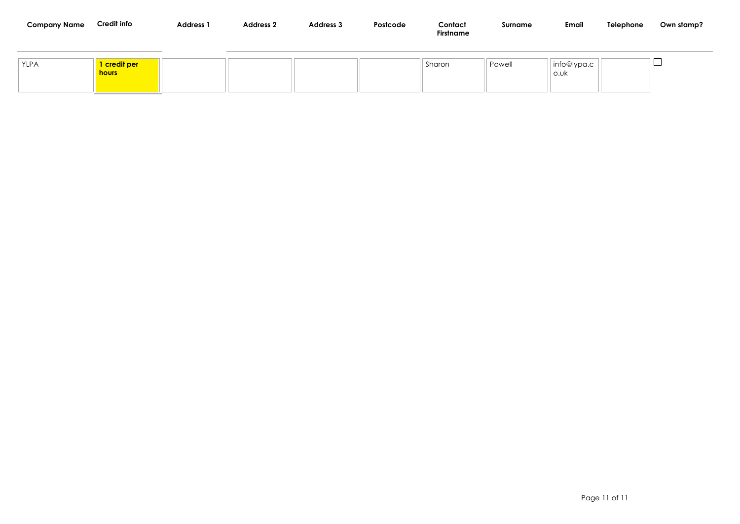| Company Name | Credit info | Address 1 | Address 2 | Address 3 | Postcode | Contact Firstname | Surname | Email | Telephone | Own stamp? |
|---|---|---|---|---|---|---|---|---|---|---|
| YLPA | **1 credit per hours** | | | | | Sharon | Powell | info@lypa.co.uk | | ☐ |